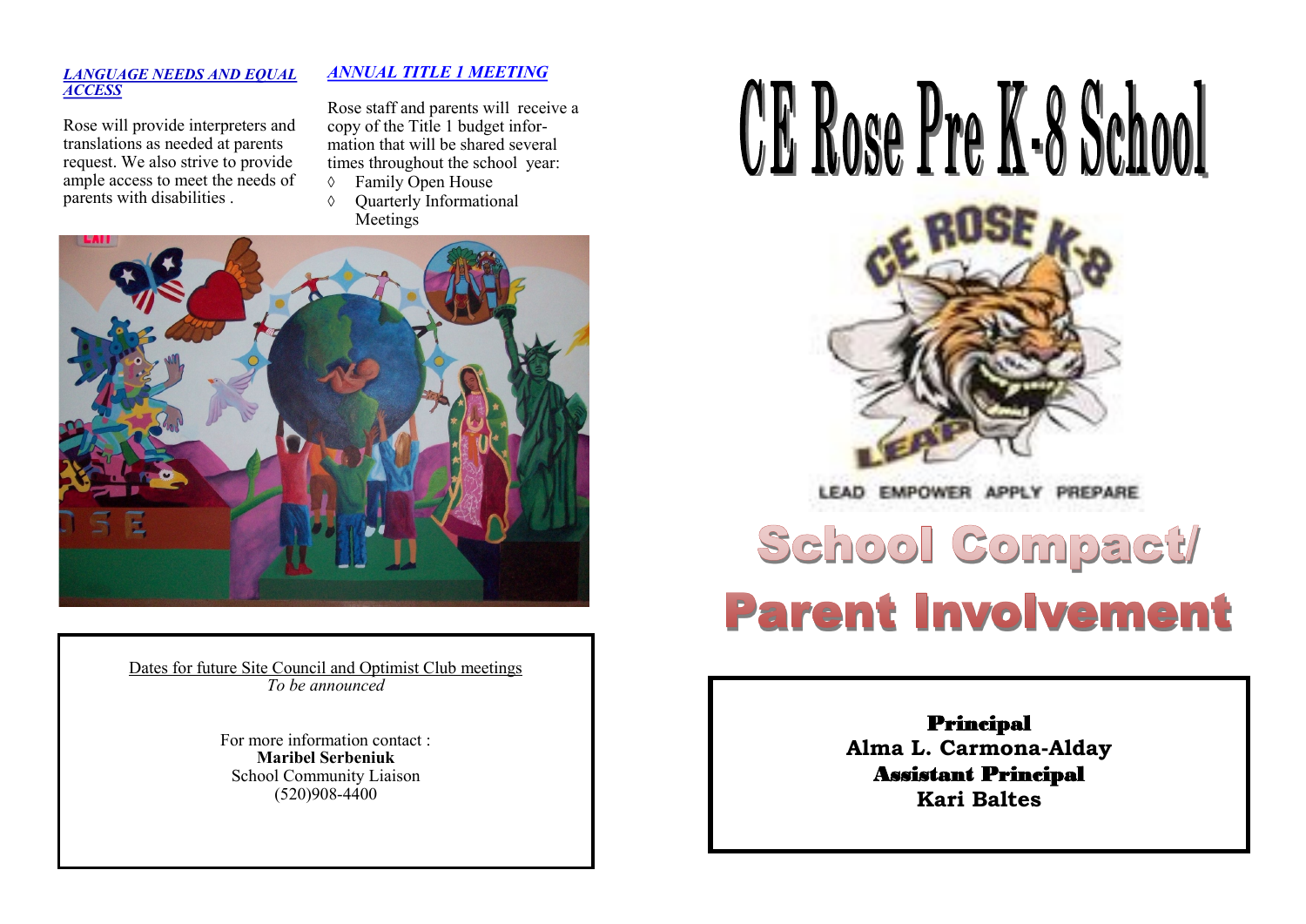***LANGUAGE NEEDS AND EQUAL ACCESS***

Rose will provide interpreters and translations as needed at parents request. We also strive to provide ample access to meet the needs of parents with disabilities .

***ANNUAL TITLE 1 MEETING***

Rose staff and parents will receive a copy of the Title 1 budget information that will be shared several times throughout the school year:

- Family Open House
- Quarterly Informational Meetings

Dates for future Site Council and Optimist Club meetings
*To be announced*

For more information contact :
**Maribel Serbeniuk**
School Community Liaison
(520)908-4400

# CE Rose Pre K-8 School

LEAD EMPOWER APPLY PREPARE

# School Compact/ Parent Involvement

**Principal**
**Alma L. Carmona-Alday**
**Assistant Principal**
**Kari Baltes**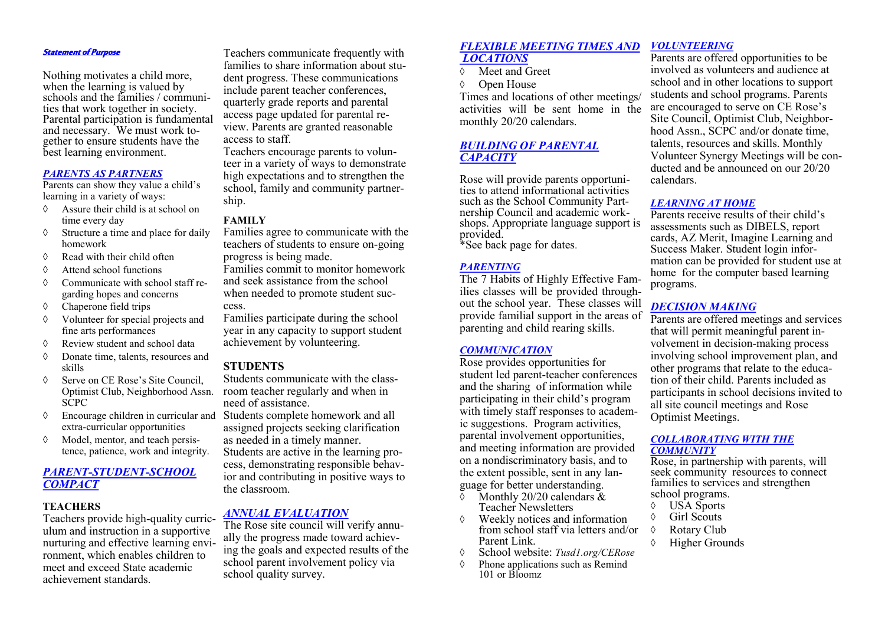##### *Statement of Purpose*

Nothing motivates a child more, when the learning is valued by schools and the families / communities that work together in society. Parental participation is fundamental and necessary. We must work together to ensure students have the best learning environment.

## *PARENTS AS PARTNERS*

Parents can show they value a child's learning in a variety of ways:

- ◊ Assure their child is at school on time every day
- ◊ Structure a time and place for daily homework
- ◊ Read with their child often
- ◊ Attend school functions
- ◊ Communicate with school staff regarding hopes and concerns
- ◊ Chaperone field trips
- ◊ Volunteer for special projects and fine arts performances
- ◊ Review student and school data
- ◊ Donate time, talents, resources and skills
- ◊ Serve on CE Rose's Site Council, Optimist Club, Neighborhood Assn. SCPC
- ◊ Encourage children in curricular and extra-curricular opportunities
- ◊ Model, mentor, and teach persistence, patience, work and integrity.

## *PARENT-STUDENT-SCHOOL COMPACT*

**TEACHERS**

Teachers provide high-quality curriculum and instruction in a supportive nurturing and effective learning environment, which enables children to meet and exceed State academic achievement standards.

Teachers communicate frequently with families to share information about student progress. These communications include parent teacher conferences, quarterly grade reports and parental access page updated for parental review. Parents are granted reasonable access to staff.

Teachers encourage parents to volunteer in a variety of ways to demonstrate high expectations and to strengthen the school, family and community partnership.

**FAMILY**

Families agree to communicate with the teachers of students to ensure on-going progress is being made.

Families commit to monitor homework and seek assistance from the school when needed to promote student success.

Families participate during the school year in any capacity to support student achievement by volunteering.

**STUDENTS**

Students communicate with the classroom teacher regularly and when in need of assistance.

Students complete homework and all assigned projects seeking clarification as needed in a timely manner.

Students are active in the learning process, demonstrating responsible behavior and contributing in positive ways to the classroom.

## *ANNUAL EVALUATION*

The Rose site council will verify annually the progress made toward achieving the goals and expected results of the school parent involvement policy via school quality survey.

## *FLEXIBLE MEETING TIMES AND LOCATIONS*

- ◊ Meet and Greet
- ◊ Open House

Times and locations of other meetings/ activities will be sent home in the monthly 20/20 calendars.

## *BUILDING OF PARENTAL CAPACITY*

Rose will provide parents opportunities to attend informational activities such as the School Community Partnership Council and academic workshops. Appropriate language support is provided.

*See back page for dates.

## *PARENTING*

The 7 Habits of Highly Effective Families classes will be provided throughout the school year. These classes will provide familial support in the areas of parenting and child rearing skills.

## *COMMUNICATION*

Rose provides opportunities for student led parent-teacher conferences and the sharing of information while participating in their child's program with timely staff responses to academic suggestions. Program activities, parental involvement opportunities, and meeting information are provided on a nondiscriminatory basis, and to the extent possible, sent in any language for better understanding.

- ◊ Monthly 20/20 calendars & Teacher Newsletters
- ◊ Weekly notices and information from school staff via letters and/or Parent Link.
- ◊ School website: *Tusd1.org/CERose*
- ◊ Phone applications such as Remind 101 or Bloomz

## *VOLUNTEERING*

Parents are offered opportunities to be involved as volunteers and audience at school and in other locations to support students and school programs. Parents are encouraged to serve on CE Rose's Site Council, Optimist Club, Neighborhood Assn., SCPC and/or donate time, talents, resources and skills. Monthly Volunteer Synergy Meetings will be conducted and be announced on our 20/20 calendars.

## *LEARNING AT HOME*

Parents receive results of their child's assessments such as DIBELS, report cards, AZ Merit, Imagine Learning and Success Maker. Student login information can be provided for student use at home for the computer based learning programs.

## *DECISION MAKING*

Parents are offered meetings and services that will permit meaningful parent involvement in decision-making process involving school improvement plan, and other programs that relate to the education of their child. Parents included as participants in school decisions invited to all site council meetings and Rose Optimist Meetings.

## *COLLABORATING WITH THE COMMUNITY*

Rose, in partnership with parents, will seek community resources to connect families to services and strengthen school programs.

- ◊ USA Sports
- ◊ Girl Scouts
- ◊ Rotary Club
- ◊ Higher Grounds